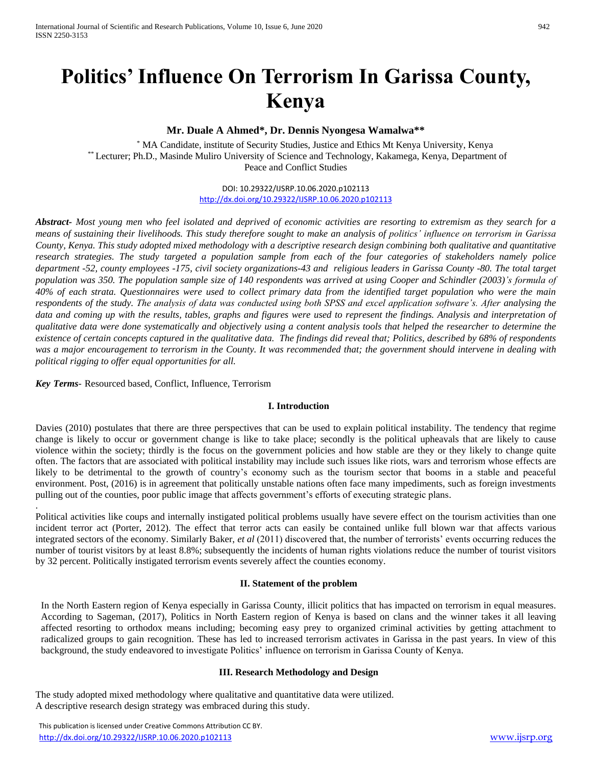# Politics' Influence On Terrorism In Garissa County, Kenya

**Mr. Duale A Ahmed*, Dr. Dennis Nyongesa Wamalwa****

[*] MA Candidate, institute of Security Studies, Justice and Ethics Mt Kenya University, Kenya
[**] Lecturer; Ph.D., Masinde Muliro University of Science and Technology, Kakamega, Kenya, Department of Peace and Conflict Studies

DOI: 10.29322/IJSRP.10.06.2020.p102113
http://dx.doi.org/10.29322/IJSRP.10.06.2020.p102113

***Abstract-*** *Most young men who feel isolated and deprived of economic activities are resorting to extremism as they search for a means of sustaining their livelihoods. This study therefore sought to make an analysis of politics' influence on terrorism in Garissa County, Kenya. This study adopted mixed methodology with a descriptive research design combining both qualitative and quantitative research strategies. The study targeted a population sample from each of the four categories of stakeholders namely police department -52, county employees -175, civil society organizations-43 and religious leaders in Garissa County -80. The total target population was 350. The population sample size of 140 respondents was arrived at using Cooper and Schindler (2003)'s formula of 40% of each strata. Questionnaires were used to collect primary data from the identified target population who were the main respondents of the study. The analysis of data was conducted using both SPSS and excel application software's. After analysing the data and coming up with the results, tables, graphs and figures were used to represent the findings. Analysis and interpretation of qualitative data were done systematically and objectively using a content analysis tools that helped the researcher to determine the existence of certain concepts captured in the qualitative data. The findings did reveal that; Politics, described by 68% of respondents was a major encouragement to terrorism in the County. It was recommended that; the government should intervene in dealing with political rigging to offer equal opportunities for all.*

***Key Terms*-** Resourced based, Conflict, Influence, Terrorism

## I. Introduction

Davies (2010) postulates that there are three perspectives that can be used to explain political instability. The tendency that regime change is likely to occur or government change is like to take place; secondly is the political upheavals that are likely to cause violence within the society; thirdly is the focus on the government policies and how stable are they or they likely to change quite often. The factors that are associated with political instability may include such issues like riots, wars and terrorism whose effects are likely to be detrimental to the growth of country's economy such as the tourism sector that booms in a stable and peaceful environment. Post, (2016) is in agreement that politically unstable nations often face many impediments, such as foreign investments pulling out of the counties, poor public image that affects government's efforts of executing strategic plans.

.

Political activities like coups and internally instigated political problems usually have severe effect on the tourism activities than one incident terror act (Porter, 2012). The effect that terror acts can easily be contained unlike full blown war that affects various integrated sectors of the economy. Similarly Baker, *et al* (2011) discovered that, the number of terrorists' events occurring reduces the number of tourist visitors by at least 8.8%; subsequently the incidents of human rights violations reduce the number of tourist visitors by 32 percent. Politically instigated terrorism events severely affect the counties economy.

## II. Statement of the problem

In the North Eastern region of Kenya especially in Garissa County, illicit politics that has impacted on terrorism in equal measures. According to Sageman, (2017), Politics in North Eastern region of Kenya is based on clans and the winner takes it all leaving affected resorting to orthodox means including; becoming easy prey to organized criminal activities by getting attachment to radicalized groups to gain recognition. These has led to increased terrorism activates in Garissa in the past years. In view of this background, the study endeavored to investigate Politics' influence on terrorism in Garissa County of Kenya.

## III. Research Methodology and Design

The study adopted mixed methodology where qualitative and quantitative data were utilized.
A descriptive research design strategy was embraced during this study.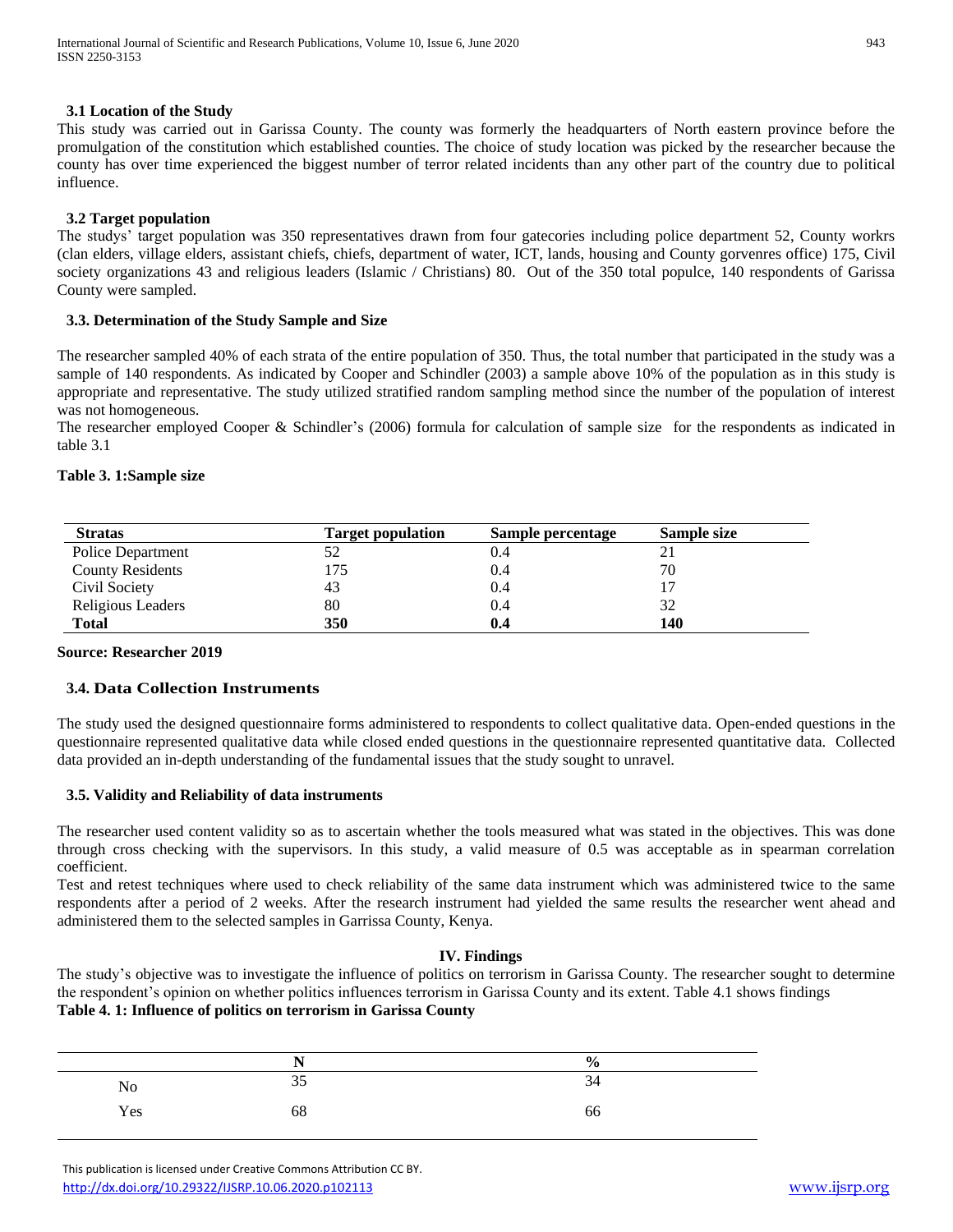### 3.1 Location of the Study

This study was carried out in Garissa County. The county was formerly the headquarters of North eastern province before the promulgation of the constitution which established counties. The choice of study location was picked by the researcher because the county has over time experienced the biggest number of terror related incidents than any other part of the country due to political influence.

### 3.2 Target population

The studys' target population was 350 representatives drawn from four gatecories including police department 52, County workrs (clan elders, village elders, assistant chiefs, chiefs, department of water, ICT, lands, housing and County gorvenres office) 175, Civil society organizations 43 and religious leaders (Islamic / Christians) 80. Out of the 350 total populce, 140 respondents of Garissa County were sampled.

### 3.3. Determination of the Study Sample and Size

The researcher sampled 40% of each strata of the entire population of 350. Thus, the total number that participated in the study was a sample of 140 respondents. As indicated by Cooper and Schindler (2003) a sample above 10% of the population as in this study is appropriate and representative. The study utilized stratified random sampling method since the number of the population of interest was not homogeneous.

The researcher employed Cooper & Schindler's (2006) formula for calculation of sample size for the respondents as indicated in table 3.1

**Table 3. 1:Sample size**

| Stratas | Target population | Sample percentage | Sample size |
|---|---|---|---|
| Police Department | 52 | 0.4 | 21 |
| County Residents | 175 | 0.4 | 70 |
| Civil Society | 43 | 0.4 | 17 |
| Religious Leaders | 80 | 0.4 | 32 |
| **Total** | **350** | **0.4** | **140** |

**Source: Researcher 2019**

### 3.4. Data Collection Instruments

The study used the designed questionnaire forms administered to respondents to collect qualitative data. Open-ended questions in the questionnaire represented qualitative data while closed ended questions in the questionnaire represented quantitative data. Collected data provided an in-depth understanding of the fundamental issues that the study sought to unravel.

### 3.5. Validity and Reliability of data instruments

The researcher used content validity so as to ascertain whether the tools measured what was stated in the objectives. This was done through cross checking with the supervisors. In this study, a valid measure of 0.5 was acceptable as in spearman correlation coefficient.

Test and retest techniques where used to check reliability of the same data instrument which was administered twice to the same respondents after a period of 2 weeks. After the research instrument had yielded the same results the researcher went ahead and administered them to the selected samples in Garrissa County, Kenya.

## IV. Findings

The study's objective was to investigate the influence of politics on terrorism in Garissa County. The researcher sought to determine the respondent's opinion on whether politics influences terrorism in Garissa County and its extent. Table 4.1 shows findings

**Table 4. 1: Influence of politics on terrorism in Garissa County**

| | N | % |
|---|---|---|
| No | 35 | 34 |
| Yes | 68 | 66 |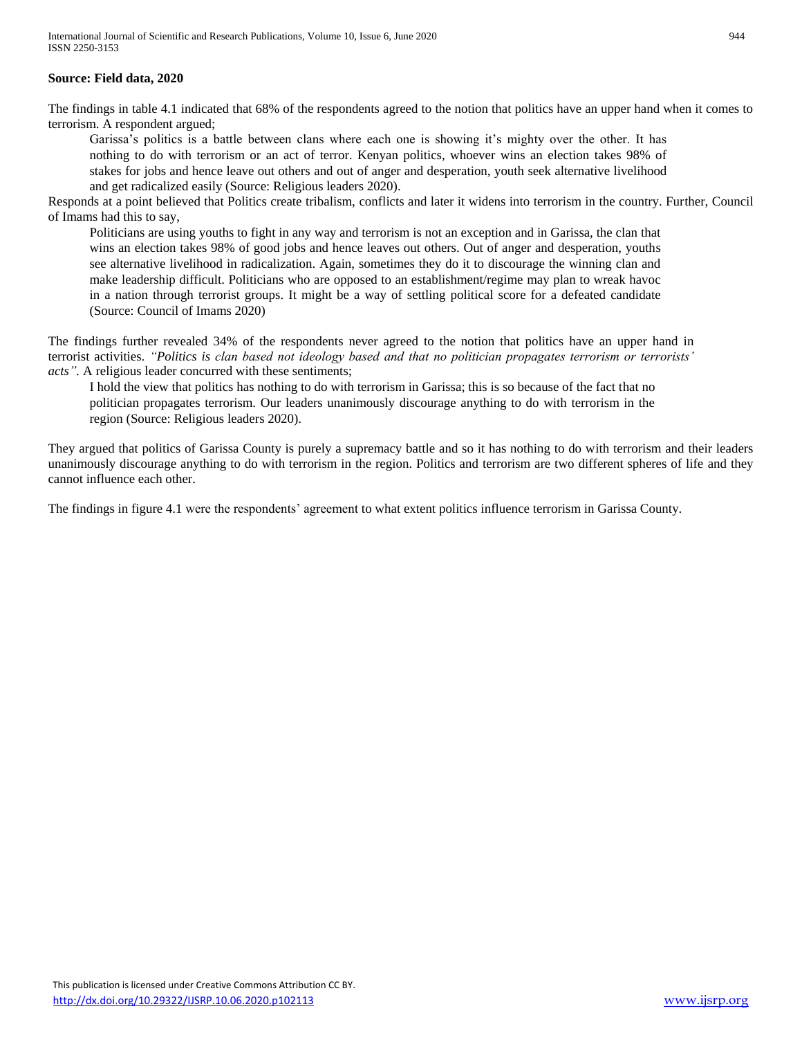**Source: Field data, 2020**

The findings in table 4.1 indicated that 68% of the respondents agreed to the notion that politics have an upper hand when it comes to terrorism. A respondent argued;

> Garissa's politics is a battle between clans where each one is showing it's mighty over the other. It has nothing to do with terrorism or an act of terror. Kenyan politics, whoever wins an election takes 98% of stakes for jobs and hence leave out others and out of anger and desperation, youth seek alternative livelihood and get radicalized easily (Source: Religious leaders 2020).

Responds at a point believed that Politics create tribalism, conflicts and later it widens into terrorism in the country. Further, Council of Imams had this to say,

> Politicians are using youths to fight in any way and terrorism is not an exception and in Garissa, the clan that wins an election takes 98% of good jobs and hence leaves out others. Out of anger and desperation, youths see alternative livelihood in radicalization. Again, sometimes they do it to discourage the winning clan and make leadership difficult. Politicians who are opposed to an establishment/regime may plan to wreak havoc in a nation through terrorist groups. It might be a way of settling political score for a defeated candidate (Source: Council of Imams 2020)

The findings further revealed 34% of the respondents never agreed to the notion that politics have an upper hand in terrorist activities. *"Politics is clan based not ideology based and that no politician propagates terrorism or terrorists' acts".* A religious leader concurred with these sentiments;

> I hold the view that politics has nothing to do with terrorism in Garissa; this is so because of the fact that no politician propagates terrorism. Our leaders unanimously discourage anything to do with terrorism in the region (Source: Religious leaders 2020).

They argued that politics of Garissa County is purely a supremacy battle and so it has nothing to do with terrorism and their leaders unanimously discourage anything to do with terrorism in the region. Politics and terrorism are two different spheres of life and they cannot influence each other.

The findings in figure 4.1 were the respondents' agreement to what extent politics influence terrorism in Garissa County.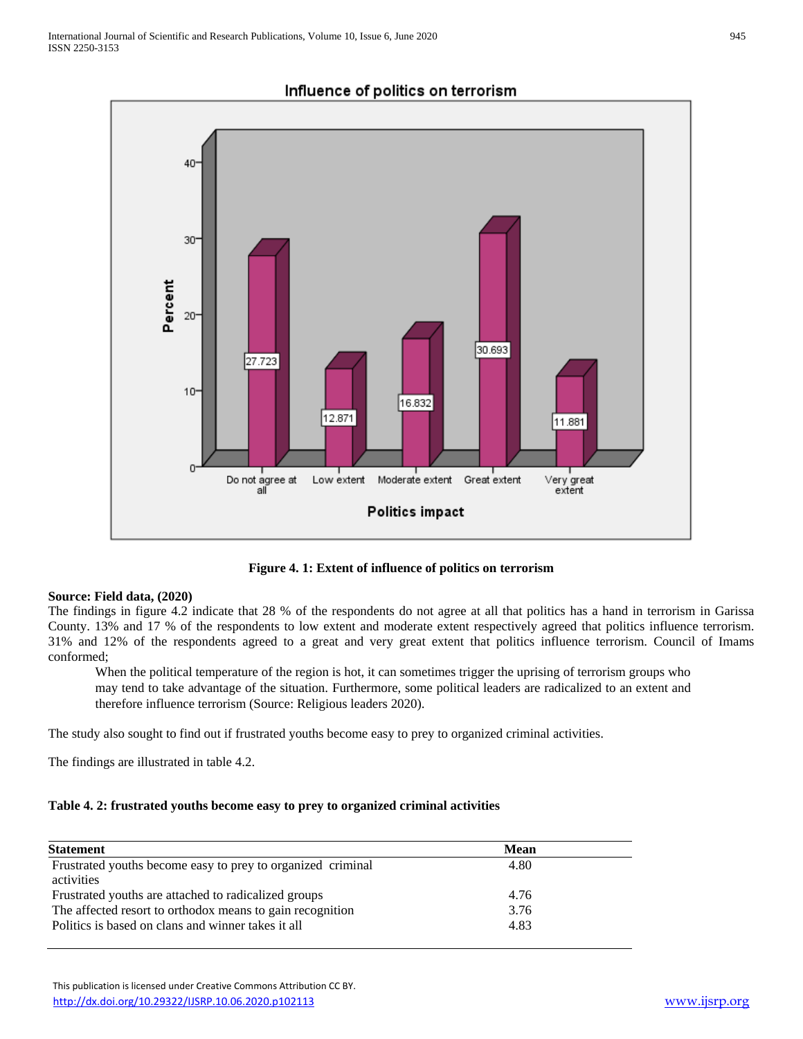**Figure 4. 1: Extent of influence of politics on terrorism**

**Source: Field data, (2020)**

The findings in figure 4.2 indicate that 28 % of the respondents do not agree at all that politics has a hand in terrorism in Garissa County. 13% and 17 % of the respondents to low extent and moderate extent respectively agreed that politics influence terrorism. 31% and 12% of the respondents agreed to a great and very great extent that politics influence terrorism. Council of Imams conformed;

> When the political temperature of the region is hot, it can sometimes trigger the uprising of terrorism groups who may tend to take advantage of the situation. Furthermore, some political leaders are radicalized to an extent and therefore influence terrorism (Source: Religious leaders 2020).

The study also sought to find out if frustrated youths become easy to prey to organized criminal activities.

The findings are illustrated in table 4.2.

**Table 4. 2: frustrated youths become easy to prey to organized criminal activities**

| Statement | Mean |
| --- | --- |
| Frustrated youths become easy to prey to organized criminal activities | 4.80 |
| Frustrated youths are attached to radicalized groups | 4.76 |
| The affected resort to orthodox means to gain recognition | 3.76 |
| Politics is based on clans and winner takes it all | 4.83 |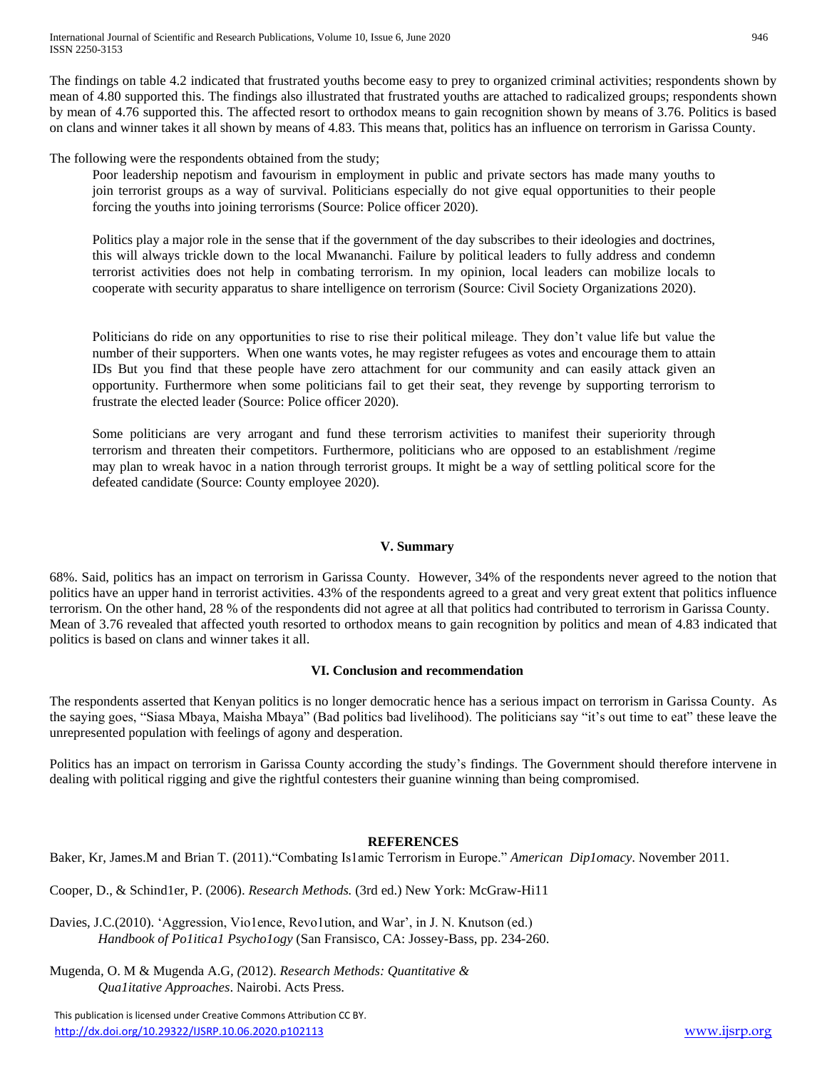The findings on table 4.2 indicated that frustrated youths become easy to prey to organized criminal activities; respondents shown by mean of 4.80 supported this. The findings also illustrated that frustrated youths are attached to radicalized groups; respondents shown by mean of 4.76 supported this. The affected resort to orthodox means to gain recognition shown by means of 3.76. Politics is based on clans and winner takes it all shown by means of 4.83. This means that, politics has an influence on terrorism in Garissa County.

The following were the respondents obtained from the study;

> Poor leadership nepotism and favourism in employment in public and private sectors has made many youths to join terrorist groups as a way of survival. Politicians especially do not give equal opportunities to their people forcing the youths into joining terrorisms (Source: Police officer 2020).

> Politics play a major role in the sense that if the government of the day subscribes to their ideologies and doctrines, this will always trickle down to the local Mwananchi. Failure by political leaders to fully address and condemn terrorist activities does not help in combating terrorism. In my opinion, local leaders can mobilize locals to cooperate with security apparatus to share intelligence on terrorism (Source: Civil Society Organizations 2020).

> Politicians do ride on any opportunities to rise to rise their political mileage. They don't value life but value the number of their supporters. When one wants votes, he may register refugees as votes and encourage them to attain IDs But you find that these people have zero attachment for our community and can easily attack given an opportunity. Furthermore when some politicians fail to get their seat, they revenge by supporting terrorism to frustrate the elected leader (Source: Police officer 2020).

> Some politicians are very arrogant and fund these terrorism activities to manifest their superiority through terrorism and threaten their competitors. Furthermore, politicians who are opposed to an establishment /regime may plan to wreak havoc in a nation through terrorist groups. It might be a way of settling political score for the defeated candidate (Source: County employee 2020).

## V. Summary

68%. Said, politics has an impact on terrorism in Garissa County. However, 34% of the respondents never agreed to the notion that politics have an upper hand in terrorist activities. 43% of the respondents agreed to a great and very great extent that politics influence terrorism. On the other hand, 28 % of the respondents did not agree at all that politics had contributed to terrorism in Garissa County. Mean of 3.76 revealed that affected youth resorted to orthodox means to gain recognition by politics and mean of 4.83 indicated that politics is based on clans and winner takes it all.

## VI. Conclusion and recommendation

The respondents asserted that Kenyan politics is no longer democratic hence has a serious impact on terrorism in Garissa County. As the saying goes, "Siasa Mbaya, Maisha Mbaya" (Bad politics bad livelihood). The politicians say "it's out time to eat" these leave the unrepresented population with feelings of agony and desperation.

Politics has an impact on terrorism in Garissa County according the study's findings. The Government should therefore intervene in dealing with political rigging and give the rightful contesters their guanine winning than being compromised.

## REFERENCES

Baker, Kr, James.M and Brian T. (2011)."Combating Is1amic Terrorism in Europe." *American Dip1omacy*. November 2011.

Cooper, D., & Schind1er, P. (2006). *Research Methods.* (3rd ed.) New York: McGraw-Hi11

Davies, J.C.(2010). 'Aggression, Vio1ence, Revo1ution, and War', in J. N. Knutson (ed.) *Handbook of Po1itica1 Psycho1ogy* (San Fransisco, CA: Jossey-Bass, pp. 234-260.

Mugenda, O. M & Mugenda A.G, (2012). *Research Methods: Quantitative & Qua1itative Approaches*. Nairobi. Acts Press.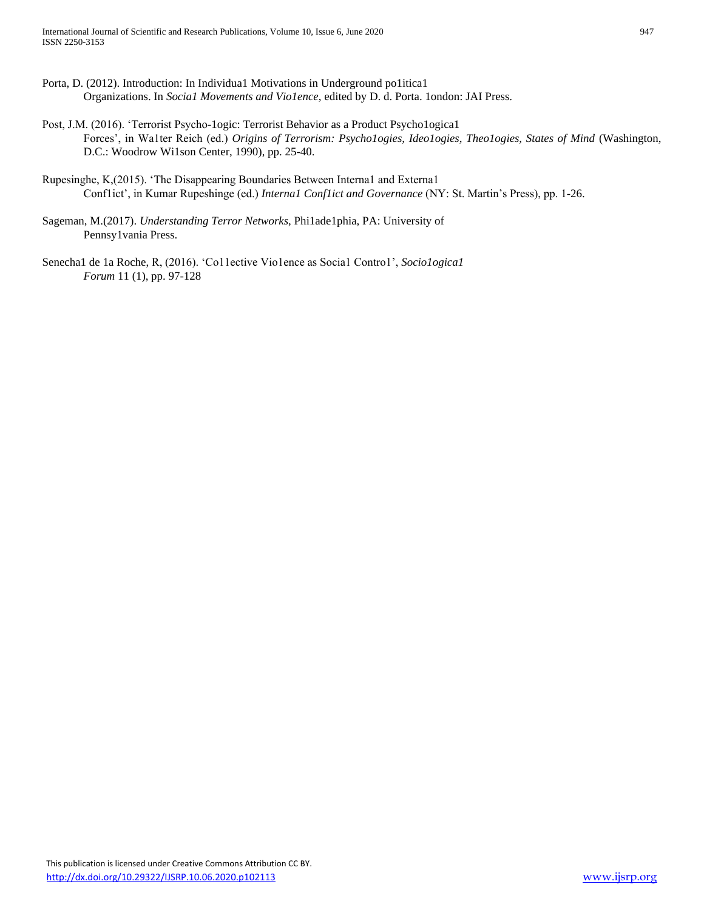Porta, D. (2012). Introduction: In Individua1 Motivations in Underground po1itica1 Organizations. In *Socia1 Movements and Vio1ence,* edited by D. d. Porta. 1ondon: JAI Press.

Post, J.M. (2016). 'Terrorist Psycho-1ogic: Terrorist Behavior as a Product Psycho1ogica1 Forces', in Wa1ter Reich (ed.) *Origins of Terrorism: Psycho1ogies, Ideo1ogies, Theo1ogies, States of Mind* (Washington, D.C.: Woodrow Wi1son Center, 1990), pp. 25-40.

Rupesinghe, K,(2015). 'The Disappearing Boundaries Between Interna1 and Externa1 Conf1ict', in Kumar Rupeshinge (ed.) *Interna1 Conf1ict and Governance* (NY: St. Martin's Press), pp. 1-26.

Sageman, M.(2017). *Understanding Terror Networks,* Phi1ade1phia, PA: University of Pennsy1vania Press.

Senecha1 de 1a Roche, R, (2016). 'Co11ective Vio1ence as Socia1 Contro1', *Socio1ogica1 Forum* 11 (1), pp. 97-128

This publication is licensed under Creative Commons Attribution CC BY.
http://dx.doi.org/10.29322/IJSRP.10.06.2020.p102113